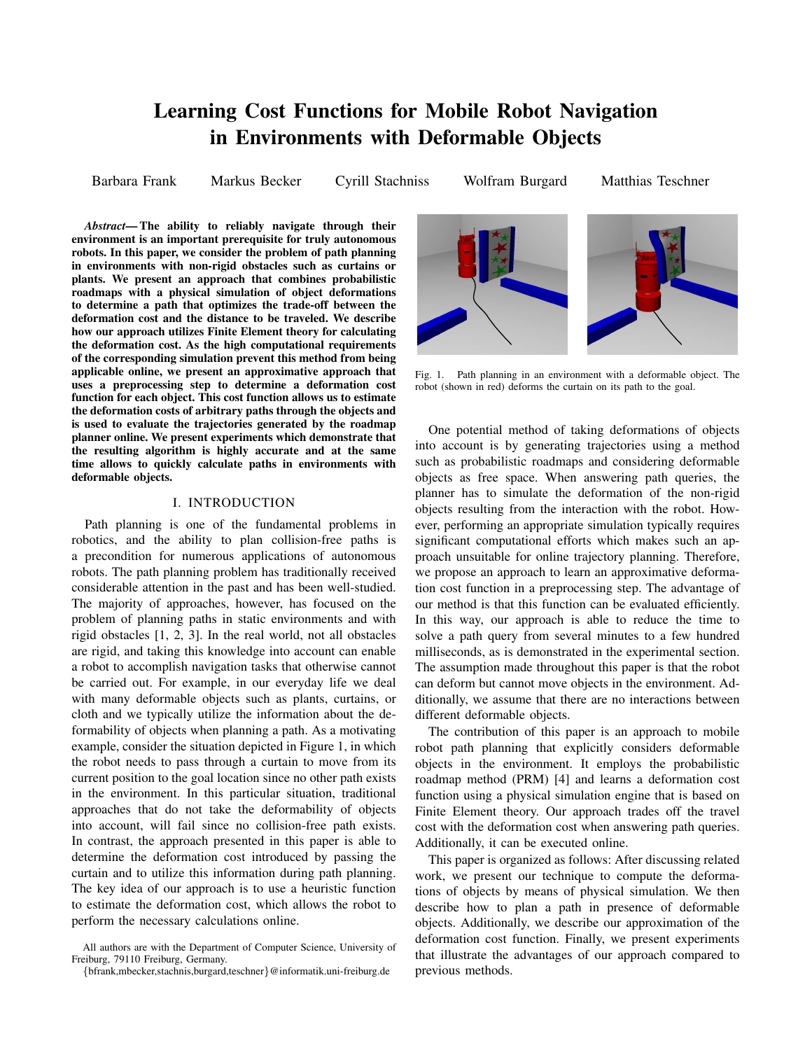# Learning Cost Functions for Mobile Robot Navigation in Environments with Deformable Objects

Barbara Frank    Markus Becker    Cyrill Stachniss    Wolfram Burgard    Matthias Teschner

***Abstract*— The ability to reliably navigate through their environment is an important prerequisite for truly autonomous robots. In this paper, we consider the problem of path planning in environments with non-rigid obstacles such as curtains or plants. We present an approach that combines probabilistic roadmaps with a physical simulation of object deformations to determine a path that optimizes the trade-off between the deformation cost and the distance to be traveled. We describe how our approach utilizes Finite Element theory for calculating the deformation cost. As the high computational requirements of the corresponding simulation prevent this method from being applicable online, we present an approximative approach that uses a preprocessing step to determine a deformation cost function for each object. This cost function allows us to estimate the deformation costs of arbitrary paths through the objects and is used to evaluate the trajectories generated by the roadmap planner online. We present experiments which demonstrate that the resulting algorithm is highly accurate and at the same time allows to quickly calculate paths in environments with deformable objects.**

## I. INTRODUCTION

Path planning is one of the fundamental problems in robotics, and the ability to plan collision-free paths is a precondition for numerous applications of autonomous robots. The path planning problem has traditionally received considerable attention in the past and has been well-studied. The majority of approaches, however, has focused on the problem of planning paths in static environments and with rigid obstacles [1, 2, 3]. In the real world, not all obstacles are rigid, and taking this knowledge into account can enable a robot to accomplish navigation tasks that otherwise cannot be carried out. For example, in our everyday life we deal with many deformable objects such as plants, curtains, or cloth and we typically utilize the information about the deformability of objects when planning a path. As a motivating example, consider the situation depicted in Figure 1, in which the robot needs to pass through a curtain to move from its current position to the goal location since no other path exists in the environment. In this particular situation, traditional approaches that do not take the deformability of objects into account, will fail since no collision-free path exists. In contrast, the approach presented in this paper is able to determine the deformation cost introduced by passing the curtain and to utilize this information during path planning. The key idea of our approach is to use a heuristic function to estimate the deformation cost, which allows the robot to perform the necessary calculations online.

All authors are with the Department of Computer Science, University of Freiburg, 79110 Freiburg, Germany.
{bfrank,mbecker,stachnis,burgard,teschner}@informatik.uni-freiburg.de

Fig. 1. Path planning in an environment with a deformable object. The robot (shown in red) deforms the curtain on its path to the goal.

One potential method of taking deformations of objects into account is by generating trajectories using a method such as probabilistic roadmaps and considering deformable objects as free space. When answering path queries, the planner has to simulate the deformation of the non-rigid objects resulting from the interaction with the robot. However, performing an appropriate simulation typically requires significant computational efforts which makes such an approach unsuitable for online trajectory planning. Therefore, we propose an approach to learn an approximative deformation cost function in a preprocessing step. The advantage of our method is that this function can be evaluated efficiently. In this way, our approach is able to reduce the time to solve a path query from several minutes to a few hundred milliseconds, as is demonstrated in the experimental section. The assumption made throughout this paper is that the robot can deform but cannot move objects in the environment. Additionally, we assume that there are no interactions between different deformable objects.

The contribution of this paper is an approach to mobile robot path planning that explicitly considers deformable objects in the environment. It employs the probabilistic roadmap method (PRM) [4] and learns a deformation cost function using a physical simulation engine that is based on Finite Element theory. Our approach trades off the travel cost with the deformation cost when answering path queries. Additionally, it can be executed online.

This paper is organized as follows: After discussing related work, we present our technique to compute the deformations of objects by means of physical simulation. We then describe how to plan a path in presence of deformable objects. Additionally, we describe our approximation of the deformation cost function. Finally, we present experiments that illustrate the advantages of our approach compared to previous methods.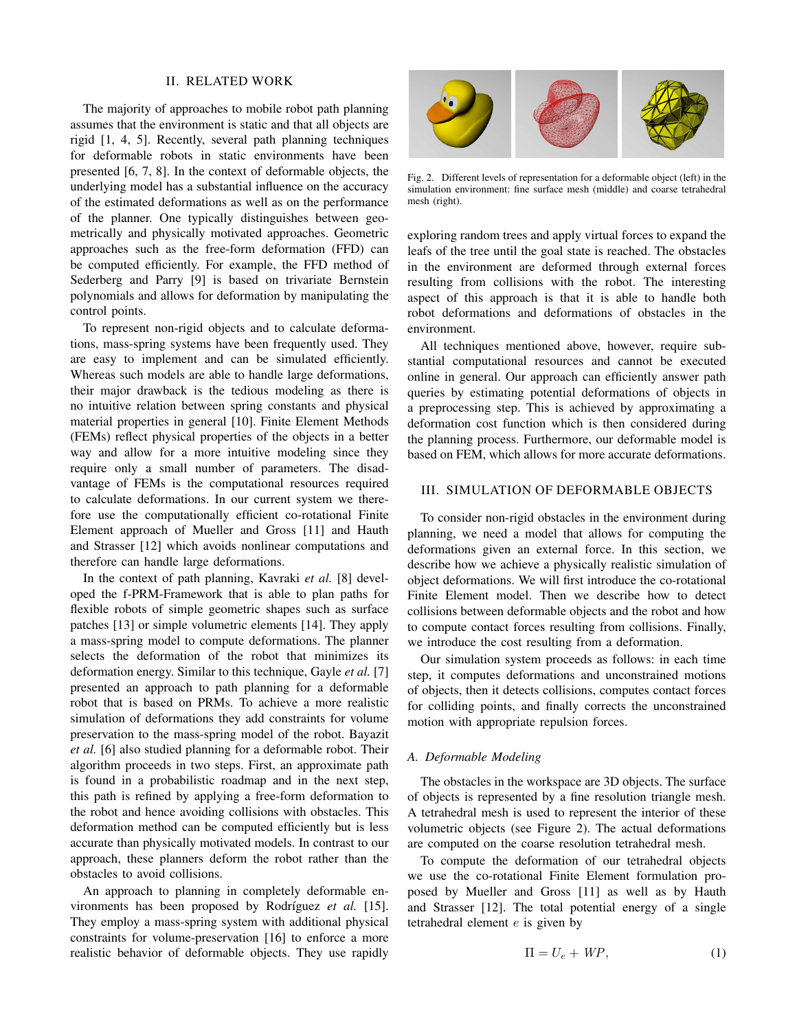## II. RELATED WORK

The majority of approaches to mobile robot path planning assumes that the environment is static and that all objects are rigid [1, 4, 5]. Recently, several path planning techniques for deformable robots in static environments have been presented [6, 7, 8]. In the context of deformable objects, the underlying model has a substantial influence on the accuracy of the estimated deformations as well as on the performance of the planner. One typically distinguishes between geometrically and physically motivated approaches. Geometric approaches such as the free-form deformation (FFD) can be computed efficiently. For example, the FFD method of Sederberg and Parry [9] is based on trivariate Bernstein polynomials and allows for deformation by manipulating the control points.

To represent non-rigid objects and to calculate deformations, mass-spring systems have been frequently used. They are easy to implement and can be simulated efficiently. Whereas such models are able to handle large deformations, their major drawback is the tedious modeling as there is no intuitive relation between spring constants and physical material properties in general [10]. Finite Element Methods (FEMs) reflect physical properties of the objects in a better way and allow for a more intuitive modeling since they require only a small number of parameters. The disadvantage of FEMs is the computational resources required to calculate deformations. In our current system we therefore use the computationally efficient co-rotational Finite Element approach of Mueller and Gross [11] and Hauth and Strasser [12] which avoids nonlinear computations and therefore can handle large deformations.

In the context of path planning, Kavraki *et al.* [8] developed the f-PRM-Framework that is able to plan paths for flexible robots of simple geometric shapes such as surface patches [13] or simple volumetric elements [14]. They apply a mass-spring model to compute deformations. The planner selects the deformation of the robot that minimizes its deformation energy. Similar to this technique, Gayle *et al.* [7] presented an approach to path planning for a deformable robot that is based on PRMs. To achieve a more realistic simulation of deformations they add constraints for volume preservation to the mass-spring model of the robot. Bayazit *et al.* [6] also studied planning for a deformable robot. Their algorithm proceeds in two steps. First, an approximate path is found in a probabilistic roadmap and in the next step, this path is refined by applying a free-form deformation to the robot and hence avoiding collisions with obstacles. This deformation method can be computed efficiently but is less accurate than physically motivated models. In contrast to our approach, these planners deform the robot rather than the obstacles to avoid collisions.

An approach to planning in completely deformable environments has been proposed by Rodríguez *et al.* [15]. They employ a mass-spring system with additional physical constraints for volume-preservation [16] to enforce a more realistic behavior of deformable objects. They use rapidly exploring random trees and apply virtual forces to expand the leafs of the tree until the goal state is reached. The obstacles in the environment are deformed through external forces resulting from collisions with the robot. The interesting aspect of this approach is that it is able to handle both robot deformations and deformations of obstacles in the environment.

Fig. 2. Different levels of representation for a deformable object (left) in the simulation environment: fine surface mesh (middle) and coarse tetrahedral mesh (right).

All techniques mentioned above, however, require substantial computational resources and cannot be executed online in general. Our approach can efficiently answer path queries by estimating potential deformations of objects in a preprocessing step. This is achieved by approximating a deformation cost function which is then considered during the planning process. Furthermore, our deformable model is based on FEM, which allows for more accurate deformations.

## III. SIMULATION OF DEFORMABLE OBJECTS

To consider non-rigid obstacles in the environment during planning, we need a model that allows for computing the deformations given an external force. In this section, we describe how we achieve a physically realistic simulation of object deformations. We will first introduce the co-rotational Finite Element model. Then we describe how to detect collisions between deformable objects and the robot and how to compute contact forces resulting from collisions. Finally, we introduce the cost resulting from a deformation.

Our simulation system proceeds as follows: in each time step, it computes deformations and unconstrained motions of objects, then it detects collisions, computes contact forces for colliding points, and finally corrects the unconstrained motion with appropriate repulsion forces.

### *A. Deformable Modeling*

The obstacles in the workspace are 3D objects. The surface of objects is represented by a fine resolution triangle mesh. A tetrahedral mesh is used to represent the interior of these volumetric objects (see Figure 2). The actual deformations are computed on the coarse resolution tetrahedral mesh.

To compute the deformation of our tetrahedral objects we use the co-rotational Finite Element formulation proposed by Mueller and Gross [11] as well as by Hauth and Strasser [12]. The total potential energy of a single tetrahedral element $e$ is given by

$$\Pi = U_e + WP, \tag{1}$$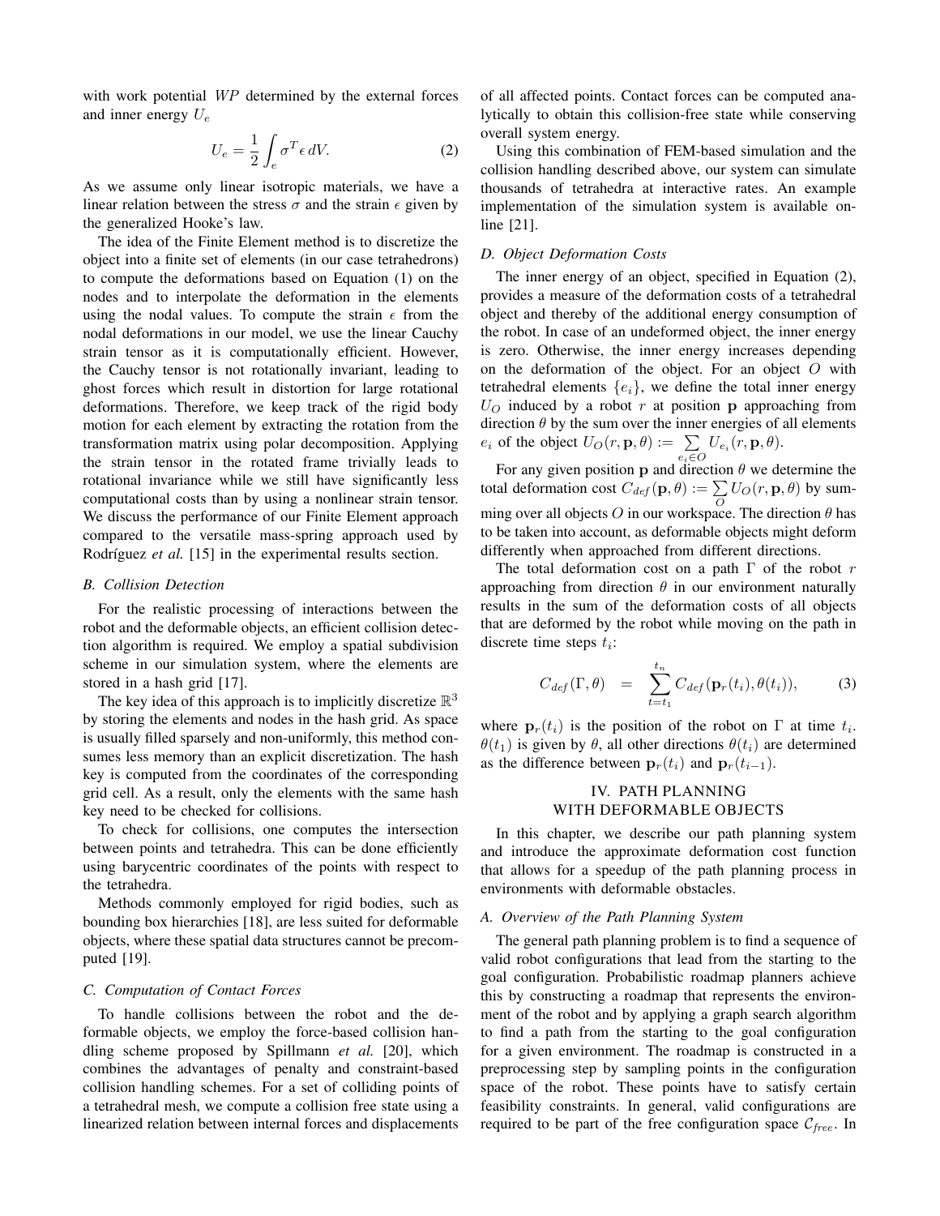with work potential $WP$ determined by the external forces and inner energy $U_e$

$$U_e = \frac{1}{2} \int_e \sigma^T \epsilon \, dV. \tag{2}$$

As we assume only linear isotropic materials, we have a linear relation between the stress $\sigma$ and the strain $\epsilon$ given by the generalized Hooke's law.

The idea of the Finite Element method is to discretize the object into a finite set of elements (in our case tetrahedrons) to compute the deformations based on Equation (1) on the nodes and to interpolate the deformation in the elements using the nodal values. To compute the strain $\epsilon$ from the nodal deformations in our model, we use the linear Cauchy strain tensor as it is computationally efficient. However, the Cauchy tensor is not rotationally invariant, leading to ghost forces which result in distortion for large rotational deformations. Therefore, we keep track of the rigid body motion for each element by extracting the rotation from the transformation matrix using polar decomposition. Applying the strain tensor in the rotated frame trivially leads to rotational invariance while we still have significantly less computational costs than by using a nonlinear strain tensor. We discuss the performance of our Finite Element approach compared to the versatile mass-spring approach used by Rodríguez *et al.* [15] in the experimental results section.

### B. Collision Detection

For the realistic processing of interactions between the robot and the deformable objects, an efficient collision detection algorithm is required. We employ a spatial subdivision scheme in our simulation system, where the elements are stored in a hash grid [17].

The key idea of this approach is to implicitly discretize $\mathbb{R}^3$ by storing the elements and nodes in the hash grid. As space is usually filled sparsely and non-uniformly, this method consumes less memory than an explicit discretization. The hash key is computed from the coordinates of the corresponding grid cell. As a result, only the elements with the same hash key need to be checked for collisions.

To check for collisions, one computes the intersection between points and tetrahedra. This can be done efficiently using barycentric coordinates of the points with respect to the tetrahedra.

Methods commonly employed for rigid bodies, such as bounding box hierarchies [18], are less suited for deformable objects, where these spatial data structures cannot be precomputed [19].

### C. Computation of Contact Forces

To handle collisions between the robot and the deformable objects, we employ the force-based collision handling scheme proposed by Spillmann *et al.* [20], which combines the advantages of penalty and constraint-based collision handling schemes. For a set of colliding points of a tetrahedral mesh, we compute a collision free state using a linearized relation between internal forces and displacements of all affected points. Contact forces can be computed analytically to obtain this collision-free state while conserving overall system energy.

Using this combination of FEM-based simulation and the collision handling described above, our system can simulate thousands of tetrahedra at interactive rates. An example implementation of the simulation system is available online [21].

### D. Object Deformation Costs

The inner energy of an object, specified in Equation (2), provides a measure of the deformation costs of a tetrahedral object and thereby of the additional energy consumption of the robot. In case of an undeformed object, the inner energy is zero. Otherwise, the inner energy increases depending on the deformation of the object. For an object $O$ with tetrahedral elements $\{e_i\}$, we define the total inner energy $U_O$ induced by a robot $r$ at position $\mathbf{p}$ approaching from direction $\theta$ by the sum over the inner energies of all elements $e_i$ of the object $U_O(r, \mathbf{p}, \theta) := \sum_{e_i \in O} U_{e_i}(r, \mathbf{p}, \theta)$.

For any given position $\mathbf{p}$ and direction $\theta$ we determine the total deformation cost $C_{def}(\mathbf{p}, \theta) := \sum_O U_O(r, \mathbf{p}, \theta)$ by summing over all objects $O$ in our workspace. The direction $\theta$ has to be taken into account, as deformable objects might deform differently when approached from different directions.

The total deformation cost on a path $\Gamma$ of the robot $r$ approaching from direction $\theta$ in our environment naturally results in the sum of the deformation costs of all objects that are deformed by the robot while moving on the path in discrete time steps $t_i$:

$$C_{def}(\Gamma, \theta) \quad = \quad \sum_{t=t_1}^{t_n} C_{def}(\mathbf{p}_r(t_i), \theta(t_i)), \tag{3}$$

where $\mathbf{p}_r(t_i)$ is the position of the robot on $\Gamma$ at time $t_i$. $\theta(t_1)$ is given by $\theta$, all other directions $\theta(t_i)$ are determined as the difference between $\mathbf{p}_r(t_i)$ and $\mathbf{p}_r(t_{i-1})$.

## IV. PATH PLANNING WITH DEFORMABLE OBJECTS

In this chapter, we describe our path planning system and introduce the approximate deformation cost function that allows for a speedup of the path planning process in environments with deformable obstacles.

### A. Overview of the Path Planning System

The general path planning problem is to find a sequence of valid robot configurations that lead from the starting to the goal configuration. Probabilistic roadmap planners achieve this by constructing a roadmap that represents the environment of the robot and by applying a graph search algorithm to find a path from the starting to the goal configuration for a given environment. The roadmap is constructed in a preprocessing step by sampling points in the configuration space of the robot. These points have to satisfy certain feasibility constraints. In general, valid configurations are required to be part of the free configuration space $\mathcal{C}_{free}$. In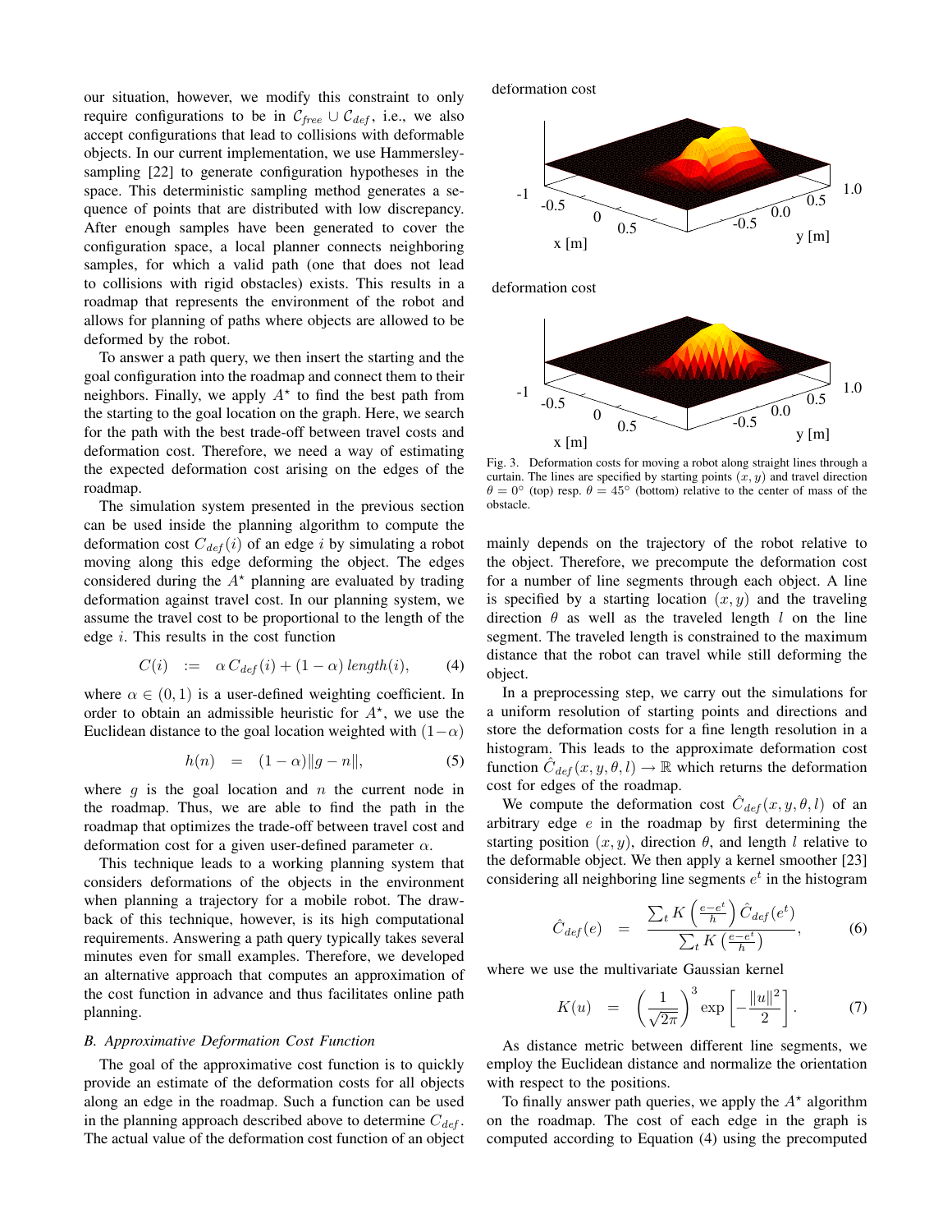our situation, however, we modify this constraint to only require configurations to be in $\mathcal{C}_{free} \cup \mathcal{C}_{def}$, i.e., we also accept configurations that lead to collisions with deformable objects. In our current implementation, we use Hammersley-sampling [22] to generate configuration hypotheses in the space. This deterministic sampling method generates a sequence of points that are distributed with low discrepancy. After enough samples have been generated to cover the configuration space, a local planner connects neighboring samples, for which a valid path (one that does not lead to collisions with rigid obstacles) exists. This results in a roadmap that represents the environment of the robot and allows for planning of paths where objects are allowed to be deformed by the robot.

To answer a path query, we then insert the starting and the goal configuration into the roadmap and connect them to their neighbors. Finally, we apply $A^\star$ to find the best path from the starting to the goal location on the graph. Here, we search for the path with the best trade-off between travel costs and deformation cost. Therefore, we need a way of estimating the expected deformation cost arising on the edges of the roadmap.

The simulation system presented in the previous section can be used inside the planning algorithm to compute the deformation cost $C_{def}(i)$ of an edge $i$ by simulating a robot moving along this edge deforming the object. The edges considered during the $A^\star$ planning are evaluated by trading deformation against travel cost. In our planning system, we assume the travel cost to be proportional to the length of the edge $i$. This results in the cost function

$$C(i) \quad := \quad \alpha \, C_{def}(i) + (1 - \alpha) \, length(i), \tag{4}$$

where $\alpha \in (0, 1)$ is a user-defined weighting coefficient. In order to obtain an admissible heuristic for $A^\star$, we use the Euclidean distance to the goal location weighted with $(1-\alpha)$

$$h(n) \quad = \quad (1 - \alpha)\|g - n\|, \tag{5}$$

where $g$ is the goal location and $n$ the current node in the roadmap. Thus, we are able to find the path in the roadmap that optimizes the trade-off between travel cost and deformation cost for a given user-defined parameter $\alpha$.

This technique leads to a working planning system that considers deformations of the objects in the environment when planning a trajectory for a mobile robot. The drawback of this technique, however, is its high computational requirements. Answering a path query typically takes several minutes even for small examples. Therefore, we developed an alternative approach that computes an approximation of the cost function in advance and thus facilitates online path planning.

### B. Approximative Deformation Cost Function

The goal of the approximative cost function is to quickly provide an estimate of the deformation costs for all objects along an edge in the roadmap. Such a function can be used in the planning approach described above to determine $C_{def}$. The actual value of the deformation cost function of an object mainly depends on the trajectory of the robot relative to the object. Therefore, we precompute the deformation cost for a number of line segments through each object. A line is specified by a starting location $(x, y)$ and the traveling direction $\theta$ as well as the traveled length $l$ on the line segment. The traveled length is constrained to the maximum distance that the robot can travel while still deforming the object.

Fig. 3. Deformation costs for moving a robot along straight lines through a curtain. The lines are specified by starting points $(x, y)$ and travel direction $\theta = 0°$ (top) resp. $\theta = 45°$ (bottom) relative to the center of mass of the obstacle.

In a preprocessing step, we carry out the simulations for a uniform resolution of starting points and directions and store the deformation costs for a fine length resolution in a histogram. This leads to the approximate deformation cost function $\hat{C}_{def}(x, y, \theta, l) \to \mathbb{R}$ which returns the deformation cost for edges of the roadmap.

We compute the deformation cost $\hat{C}_{def}(x, y, \theta, l)$ of an arbitrary edge $e$ in the roadmap by first determining the starting position $(x, y)$, direction $\theta$, and length $l$ relative to the deformable object. We then apply a kernel smoother [23] considering all neighboring line segments $e^t$ in the histogram

$$\hat{C}_{def}(e) \quad = \quad \frac{\sum_t K\left(\frac{e - e^t}{h}\right) \hat{C}_{def}(e^t)}{\sum_t K\left(\frac{e - e^t}{h}\right)}, \tag{6}$$

where we use the multivariate Gaussian kernel

$$K(u) \quad = \quad \left(\frac{1}{\sqrt{2\pi}}\right)^3 \exp\left[-\frac{\|u\|^2}{2}\right]. \tag{7}$$

As distance metric between different line segments, we employ the Euclidean distance and normalize the orientation with respect to the positions.

To finally answer path queries, we apply the $A^\star$ algorithm on the roadmap. The cost of each edge in the graph is computed according to Equation (4) using the precomputed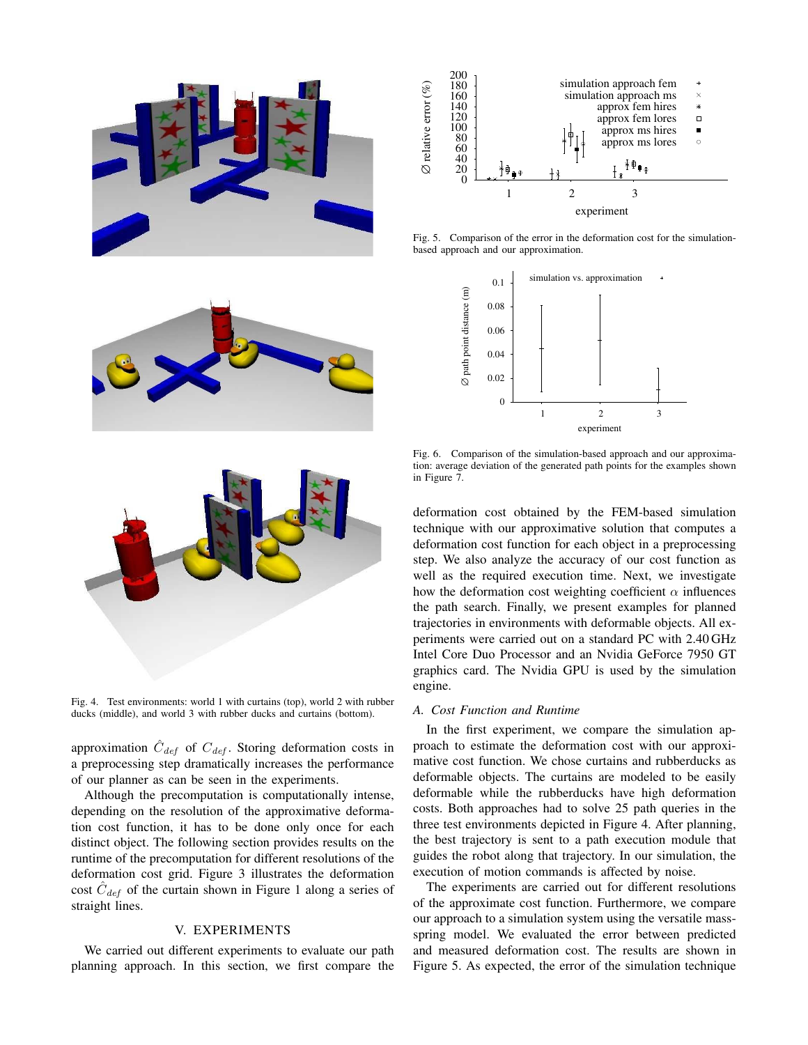Fig. 4. Test environments: world 1 with curtains (top), world 2 with rubber ducks (middle), and world 3 with rubber ducks and curtains (bottom).

approximation $\hat{C}_{def}$ of $C_{def}$. Storing deformation costs in a preprocessing step dramatically increases the performance of our planner as can be seen in the experiments.

Although the precomputation is computationally intense, depending on the resolution of the approximative deformation cost function, it has to be done only once for each distinct object. The following section provides results on the runtime of the precomputation for different resolutions of the deformation cost grid. Figure 3 illustrates the deformation cost $\hat{C}_{def}$ of the curtain shown in Figure 1 along a series of straight lines.

## V. EXPERIMENTS

We carried out different experiments to evaluate our path planning approach. In this section, we first compare the deformation cost obtained by the FEM-based simulation technique with our approximative solution that computes a deformation cost function for each object in a preprocessing step. We also analyze the accuracy of our cost function as well as the required execution time. Next, we investigate how the deformation cost weighting coefficient $\alpha$ influences the path search. Finally, we present examples for planned trajectories in environments with deformable objects. All experiments were carried out on a standard PC with 2.40 GHz Intel Core Duo Processor and an Nvidia GeForce 7950 GT graphics card. The Nvidia GPU is used by the simulation engine.

Fig. 5. Comparison of the error in the deformation cost for the simulation-based approach and our approximation.

Fig. 6. Comparison of the simulation-based approach and our approximation: average deviation of the generated path points for the examples shown in Figure 7.

### A. Cost Function and Runtime

In the first experiment, we compare the simulation approach to estimate the deformation cost with our approximative cost function. We chose curtains and rubberducks as deformable objects. The curtains are modeled to be easily deformable while the rubberducks have high deformation costs. Both approaches had to solve 25 path queries in the three test environments depicted in Figure 4. After planning, the best trajectory is sent to a path execution module that guides the robot along that trajectory. In our simulation, the execution of motion commands is affected by noise.

The experiments are carried out for different resolutions of the approximate cost function. Furthermore, we compare our approach to a simulation system using the versatile mass-spring model. We evaluated the error between predicted and measured deformation cost. The results are shown in Figure 5. As expected, the error of the simulation technique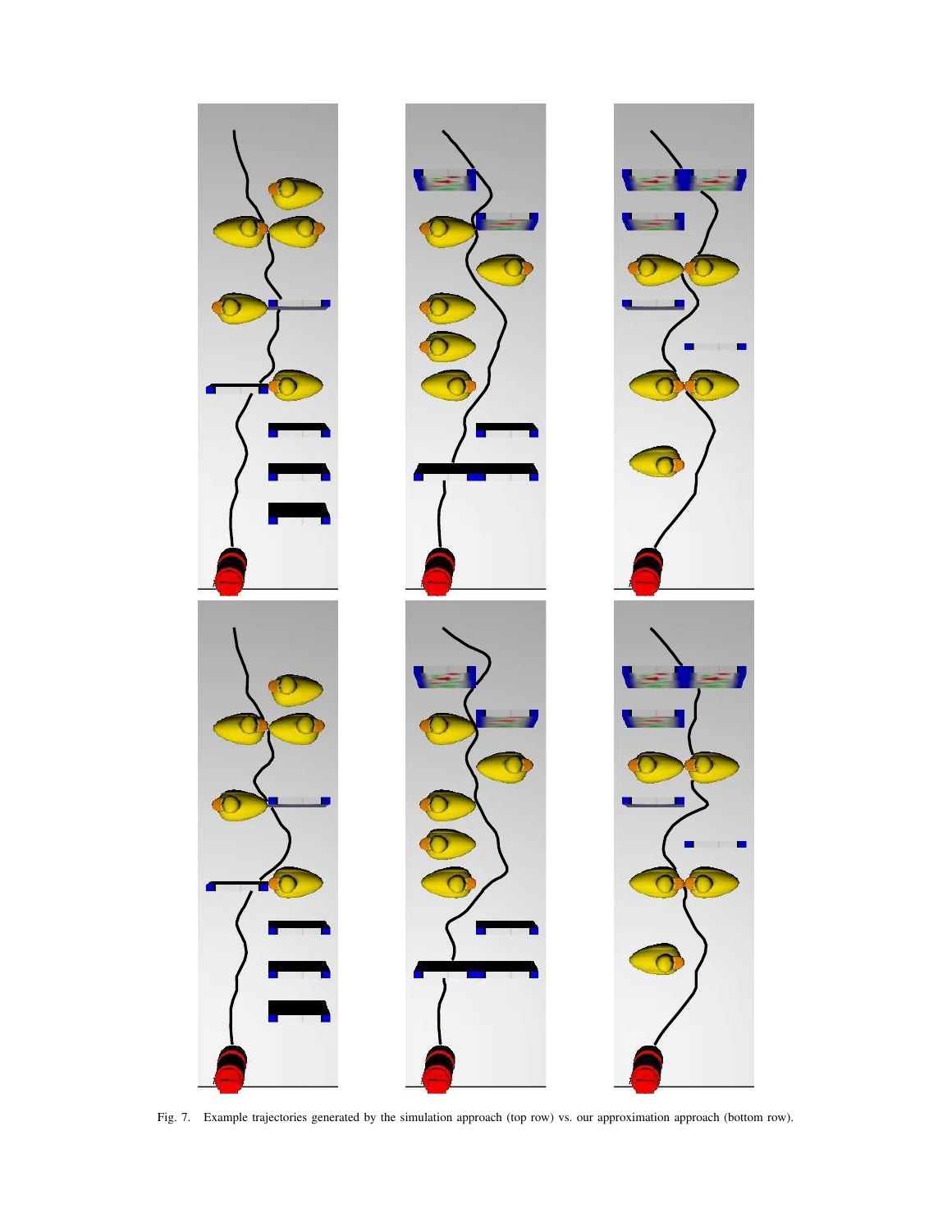Fig. 7. Example trajectories generated by the simulation approach (top row) vs. our approximation approach (bottom row).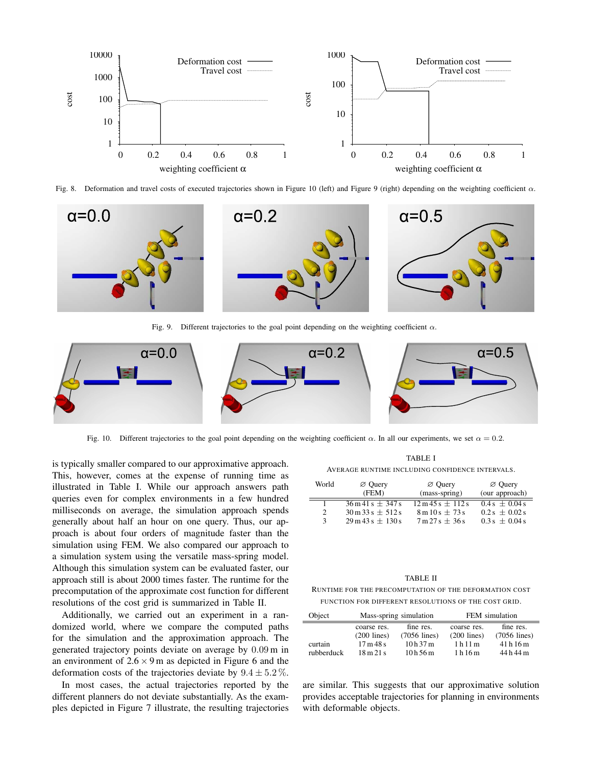Fig. 8. Deformation and travel costs of executed trajectories shown in Figure 10 (left) and Figure 9 (right) depending on the weighting coefficient $\alpha$.

Fig. 9. Different trajectories to the goal point depending on the weighting coefficient $\alpha$.

Fig. 10. Different trajectories to the goal point depending on the weighting coefficient $\alpha$. In all our experiments, we set $\alpha = 0.2$.

is typically smaller compared to our approximative approach. This, however, comes at the expense of running time as illustrated in Table I. While our approach answers path queries even for complex environments in a few hundred milliseconds on average, the simulation approach spends generally about half an hour on one query. Thus, our approach is about four orders of magnitude faster than the simulation using FEM. We also compared our approach to a simulation system using the versatile mass-spring model. Although this simulation system can be evaluated faster, our approach still is about 2000 times faster. The runtime for the precomputation of the approximate cost function for different resolutions of the cost grid is summarized in Table II.

Additionally, we carried out an experiment in a randomized world, where we compare the computed paths for the simulation and the approximation approach. The generated trajectory points deviate on average by $0.09\,\text{m}$ in an environment of $2.6 \times 9\,\text{m}$ as depicted in Figure 6 and the deformation costs of the trajectories deviate by $9.4 \pm 5.2\,\%$.

In most cases, the actual trajectories reported by the different planners do not deviate substantially. As the examples depicted in Figure 7 illustrate, the resulting trajectories are similar. This suggests that our approximative solution provides acceptable trajectories for planning in environments with deformable objects.

TABLE I
AVERAGE RUNTIME INCLUDING CONFIDENCE INTERVALS.

| World | ∅ Query (FEM) | ∅ Query (mass-spring) | ∅ Query (our approach) |
|---|---|---|---|
| 1 | 36 m 41 s ± 347 s | 12 m 45 s ± 112 s | 0.4 s ± 0.04 s |
| 2 | 30 m 33 s ± 512 s | 8 m 10 s ± 73 s | 0.2 s ± 0.02 s |
| 3 | 29 m 43 s ± 130 s | 7 m 27 s ± 36 s | 0.3 s ± 0.04 s |

TABLE II
RUNTIME FOR THE PRECOMPUTATION OF THE DEFORMATION COST FUNCTION FOR DIFFERENT RESOLUTIONS OF THE COST GRID.

| Object | Mass-spring simulation | | FEM simulation | |
|---|---|---|---|---|
| | coarse res. (200 lines) | fine res. (7056 lines) | coarse res. (200 lines) | fine res. (7056 lines) |
| curtain | 17 m 48 s | 10 h 37 m | 1 h 11 m | 41 h 16 m |
| rubberduck | 18 m 21 s | 10 h 56 m | 1 h 16 m | 44 h 44 m |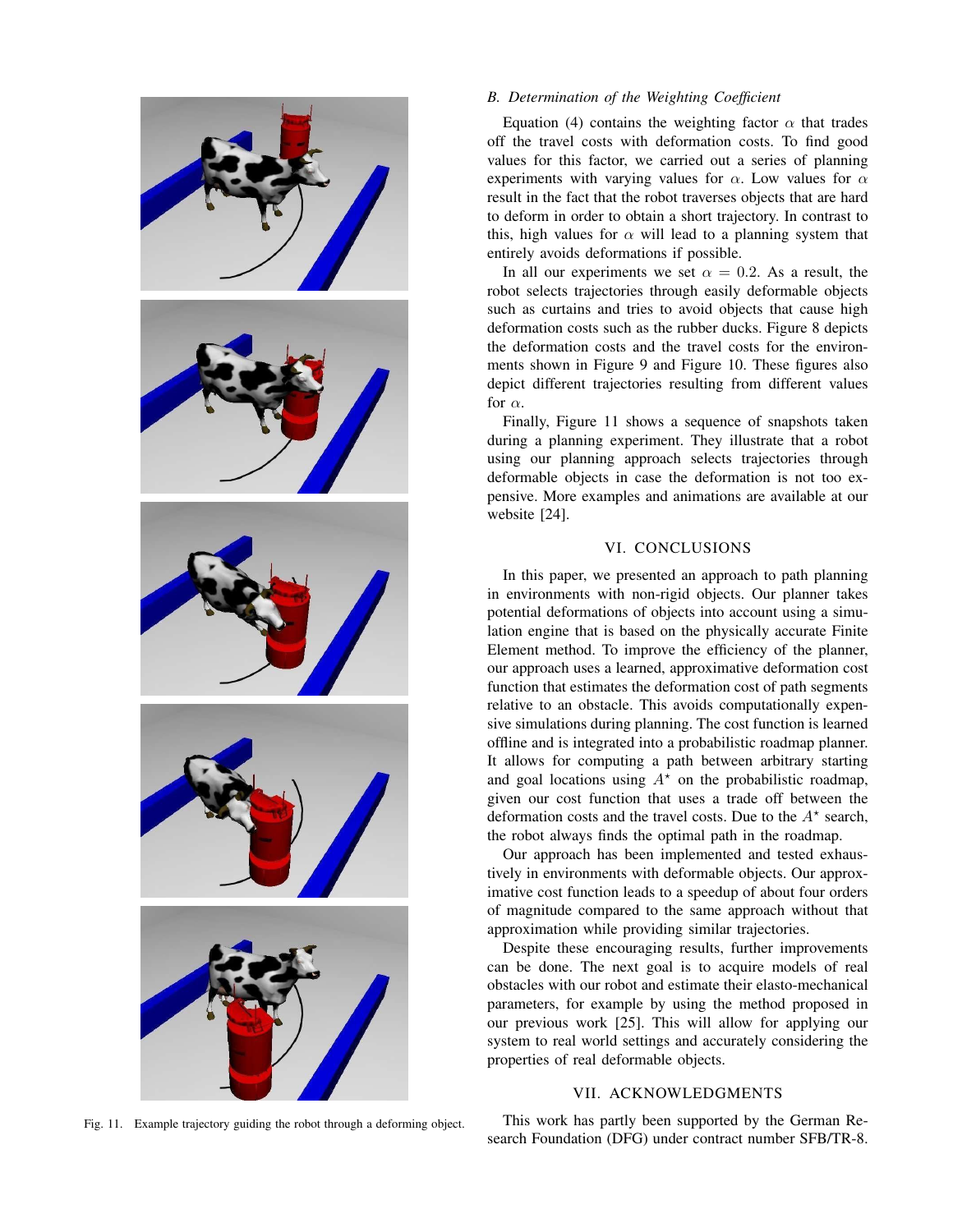Fig. 11. Example trajectory guiding the robot through a deforming object.

### B. Determination of the Weighting Coefficient

Equation (4) contains the weighting factor $\alpha$ that trades off the travel costs with deformation costs. To find good values for this factor, we carried out a series of planning experiments with varying values for $\alpha$. Low values for $\alpha$ result in the fact that the robot traverses objects that are hard to deform in order to obtain a short trajectory. In contrast to this, high values for $\alpha$ will lead to a planning system that entirely avoids deformations if possible.

In all our experiments we set $\alpha = 0.2$. As a result, the robot selects trajectories through easily deformable objects such as curtains and tries to avoid objects that cause high deformation costs such as the rubber ducks. Figure 8 depicts the deformation costs and the travel costs for the environments shown in Figure 9 and Figure 10. These figures also depict different trajectories resulting from different values for $\alpha$.

Finally, Figure 11 shows a sequence of snapshots taken during a planning experiment. They illustrate that a robot using our planning approach selects trajectories through deformable objects in case the deformation is not too expensive. More examples and animations are available at our website [24].

## VI. CONCLUSIONS

In this paper, we presented an approach to path planning in environments with non-rigid objects. Our planner takes potential deformations of objects into account using a simulation engine that is based on the physically accurate Finite Element method. To improve the efficiency of the planner, our approach uses a learned, approximative deformation cost function that estimates the deformation cost of path segments relative to an obstacle. This avoids computationally expensive simulations during planning. The cost function is learned offline and is integrated into a probabilistic roadmap planner. It allows for computing a path between arbitrary starting and goal locations using $A^\star$ on the probabilistic roadmap, given our cost function that uses a trade off between the deformation costs and the travel costs. Due to the $A^\star$ search, the robot always finds the optimal path in the roadmap.

Our approach has been implemented and tested exhaustively in environments with deformable objects. Our approximative cost function leads to a speedup of about four orders of magnitude compared to the same approach without that approximation while providing similar trajectories.

Despite these encouraging results, further improvements can be done. The next goal is to acquire models of real obstacles with our robot and estimate their elasto-mechanical parameters, for example by using the method proposed in our previous work [25]. This will allow for applying our system to real world settings and accurately considering the properties of real deformable objects.

## VII. ACKNOWLEDGMENTS

This work has partly been supported by the German Research Foundation (DFG) under contract number SFB/TR-8.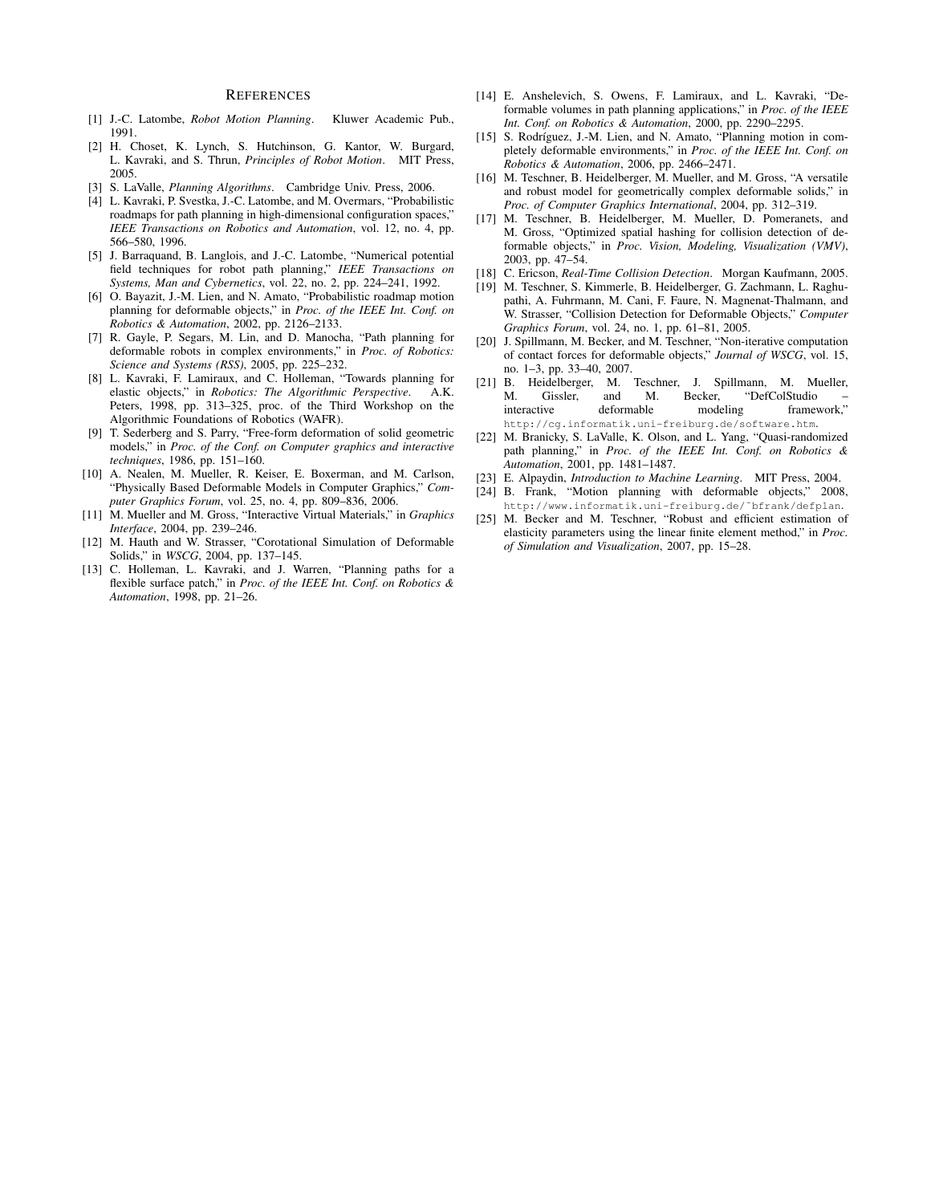# REFERENCES

[1] J.-C. Latombe, *Robot Motion Planning*. Kluwer Academic Pub., 1991.

[2] H. Choset, K. Lynch, S. Hutchinson, G. Kantor, W. Burgard, L. Kavraki, and S. Thrun, *Principles of Robot Motion*. MIT Press, 2005.

[3] S. LaValle, *Planning Algorithms*. Cambridge Univ. Press, 2006.

[4] L. Kavraki, P. Svestka, J.-C. Latombe, and M. Overmars, "Probabilistic roadmaps for path planning in high-dimensional configuration spaces," *IEEE Transactions on Robotics and Automation*, vol. 12, no. 4, pp. 566–580, 1996.

[5] J. Barraquand, B. Langlois, and J.-C. Latombe, "Numerical potential field techniques for robot path planning," *IEEE Transactions on Systems, Man and Cybernetics*, vol. 22, no. 2, pp. 224–241, 1992.

[6] O. Bayazit, J.-M. Lien, and N. Amato, "Probabilistic roadmap motion planning for deformable objects," in *Proc. of the IEEE Int. Conf. on Robotics & Automation*, 2002, pp. 2126–2133.

[7] R. Gayle, P. Segars, M. Lin, and D. Manocha, "Path planning for deformable robots in complex environments," in *Proc. of Robotics: Science and Systems (RSS)*, 2005, pp. 225–232.

[8] L. Kavraki, F. Lamiraux, and C. Holleman, "Towards planning for elastic objects," in *Robotics: The Algorithmic Perspective*. A.K. Peters, 1998, pp. 313–325, proc. of the Third Workshop on the Algorithmic Foundations of Robotics (WAFR).

[9] T. Sederberg and S. Parry, "Free-form deformation of solid geometric models," in *Proc. of the Conf. on Computer graphics and interactive techniques*, 1986, pp. 151–160.

[10] A. Nealen, M. Mueller, R. Keiser, E. Boxerman, and M. Carlson, "Physically Based Deformable Models in Computer Graphics," *Computer Graphics Forum*, vol. 25, no. 4, pp. 809–836, 2006.

[11] M. Mueller and M. Gross, "Interactive Virtual Materials," in *Graphics Interface*, 2004, pp. 239–246.

[12] M. Hauth and W. Strasser, "Corotational Simulation of Deformable Solids," in *WSCG*, 2004, pp. 137–145.

[13] C. Holleman, L. Kavraki, and J. Warren, "Planning paths for a flexible surface patch," in *Proc. of the IEEE Int. Conf. on Robotics & Automation*, 1998, pp. 21–26.

[14] E. Anshelevich, S. Owens, F. Lamiraux, and L. Kavraki, "Deformable volumes in path planning applications," in *Proc. of the IEEE Int. Conf. on Robotics & Automation*, 2000, pp. 2290–2295.

[15] S. Rodríguez, J.-M. Lien, and N. Amato, "Planning motion in completely deformable environments," in *Proc. of the IEEE Int. Conf. on Robotics & Automation*, 2006, pp. 2466–2471.

[16] M. Teschner, B. Heidelberger, M. Mueller, and M. Gross, "A versatile and robust model for geometrically complex deformable solids," in *Proc. of Computer Graphics International*, 2004, pp. 312–319.

[17] M. Teschner, B. Heidelberger, M. Mueller, D. Pomeranets, and M. Gross, "Optimized spatial hashing for collision detection of deformable objects," in *Proc. Vision, Modeling, Visualization (VMV)*, 2003, pp. 47–54.

[18] C. Ericson, *Real-Time Collision Detection*. Morgan Kaufmann, 2005.

[19] M. Teschner, S. Kimmerle, B. Heidelberger, G. Zachmann, L. Raghupathi, A. Fuhrmann, M. Cani, F. Faure, N. Magnenat-Thalmann, and W. Strasser, "Collision Detection for Deformable Objects," *Computer Graphics Forum*, vol. 24, no. 1, pp. 61–81, 2005.

[20] J. Spillmann, M. Becker, and M. Teschner, "Non-iterative computation of contact forces for deformable objects," *Journal of WSCG*, vol. 15, no. 1–3, pp. 33–40, 2007.

[21] B. Heidelberger, M. Teschner, J. Spillmann, M. Mueller, M. Gissler, and M. Becker, "DefColStudio – interactive deformable modeling framework," `http://cg.informatik.uni-freiburg.de/software.htm`.

[22] M. Branicky, S. LaValle, K. Olson, and L. Yang, "Quasi-randomized path planning," in *Proc. of the IEEE Int. Conf. on Robotics & Automation*, 2001, pp. 1481–1487.

[23] E. Alpaydin, *Introduction to Machine Learning*. MIT Press, 2004.

[24] B. Frank, "Motion planning with deformable objects," 2008, `http://www.informatik.uni-freiburg.de/~bfrank/defplan`.

[25] M. Becker and M. Teschner, "Robust and efficient estimation of elasticity parameters using the linear finite element method," in *Proc. of Simulation and Visualization*, 2007, pp. 15–28.